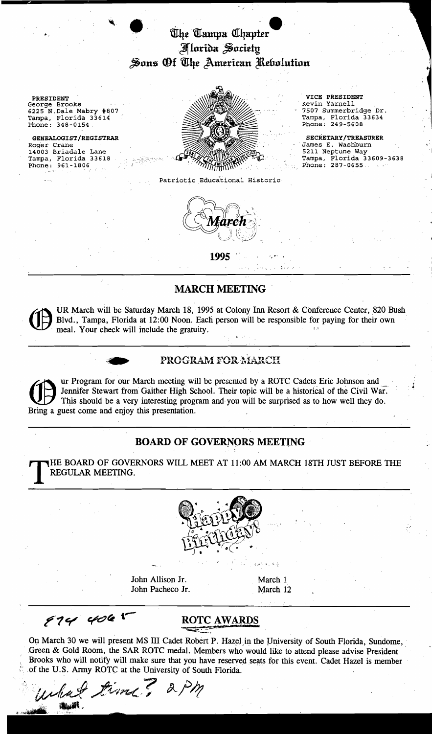# The Tampa Chapter
# Florida Society
# Sons Of The American Revolution

**PRESIDENT**
George Brooks
6225 N.Dale Mabry #807
Tampa, Florida 33614
Phone: 348-0154

**GENEALOGIST/REGISTRAR**
Roger Crane
14003 Briadale Lane
Tampa, Florida 33618
Phone: 961-1806

**VICE PRESIDENT**
Kevin Yarnell
7507 Summerbridge Dr.
Tampa, Florida 33634
Phone: 249-5608

**SECRETARY/TREASURER**
James E. Washburn
5211 Neptune Way
Tampa, Florida 33609-3638
Phone: 287-0655

Patriotic Educational Historic

March

1995

## MARCH MEETING

OUR March will be Saturday March 18, 1995 at Colony Inn Resort & Conference Center, 820 Bush Blvd., Tampa, Florida at 12:00 Noon. Each person will be responsible for paying for their own meal. Your check will include the gratuity.

## PROGRAM FOR MARCH

Our Program for our March meeting will be presented by a ROTC Cadets Eric Johnson and Jennifer Stewart from Gaither High School. Their topic will be a historical of the Civil War. This should be a very interesting program and you will be surprised as to how well they do. Bring a guest come and enjoy this presentation.

## BOARD OF GOVERNORS MEETING

THE BOARD OF GOVERNORS WILL MEET AT 11:00 AM MARCH 18TH JUST BEFORE THE REGULAR MEETING.

Happy Birthday!

| | |
|---|---|
| John Allison Jr. | March 1 |
| John Pacheco Jr. | March 12 |

874 4061

## ROTC AWARDS

On March 30 we will present MS III Cadet Robert P. Hazel in the University of South Florida, Sundome, Green & Gold Room, the SAR ROTC medal. Members who would like to attend please advise President Brooks who will notify will make sure that you have reserved seats for this event. Cadet Hazel is member of the U.S. Army ROTC at the University of South Florida.

What time? 2 PM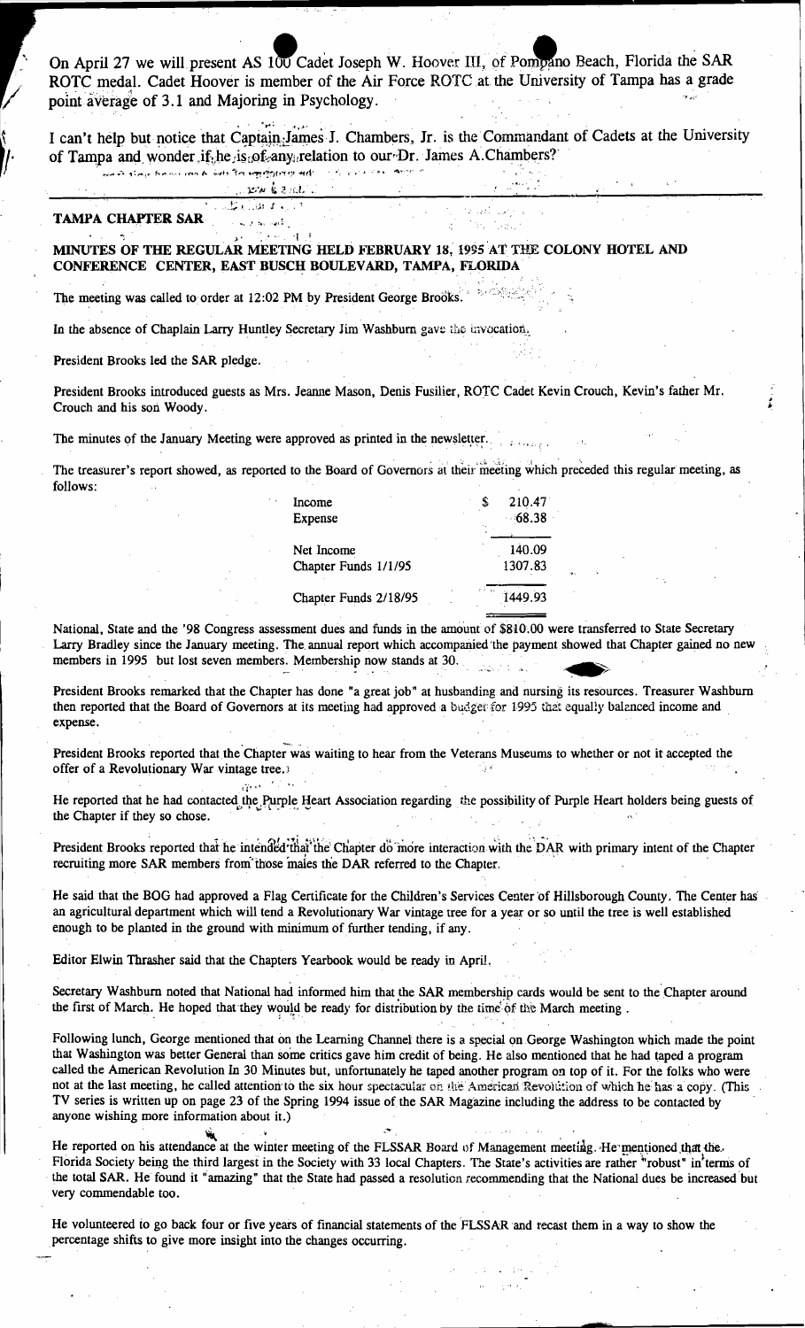On April 27 we will present AS 100 Cadet Joseph W. Hoover III, of Pompano Beach, Florida the SAR ROTC medal. Cadet Hoover is member of the Air Force ROTC at the University of Tampa has a grade point average of 3.1 and Majoring in Psychology.

I can't help but notice that Captain James J. Chambers, Jr. is the Commandant of Cadets at the University of Tampa and wonder if he is of any relation to our Dr. James A. Chambers?

---

**TAMPA CHAPTER SAR**

**MINUTES OF THE REGULAR MEETING HELD FEBRUARY 18, 1995 AT THE COLONY HOTEL AND CONFERENCE CENTER, EAST BUSCH BOULEVARD, TAMPA, FLORIDA**

The meeting was called to order at 12:02 PM by President George Brooks.

In the absence of Chaplain Larry Huntley Secretary Jim Washburn gave the invocation.

President Brooks led the SAR pledge.

President Brooks introduced guests as Mrs. Jeanne Mason, Denis Fusilier, ROTC Cadet Kevin Crouch, Kevin's father Mr. Crouch and his son Woody.

The minutes of the January Meeting were approved as printed in the newsletter.

The treasurer's report showed, as reported to the Board of Governors at their meeting which preceded this regular meeting, as follows:

| | |
|---|---|
| Income | $ 210.47 |
| Expense | 68.38 |
| Net Income | 140.09 |
| Chapter Funds 1/1/95 | 1307.83 |
| Chapter Funds 2/18/95 | 1449.93 |

National, State and the '98 Congress assessment dues and funds in the amount of $810.00 were transferred to State Secretary Larry Bradley since the January meeting. The annual report which accompanied the payment showed that Chapter gained no new members in 1995 but lost seven members. Membership now stands at 30.

President Brooks remarked that the Chapter has done "a great job" at husbanding and nursing its resources. Treasurer Washburn then reported that the Board of Governors at its meeting had approved a budget for 1995 that equally balanced income and expense.

President Brooks reported that the Chapter was waiting to hear from the Veterans Museums to whether or not it accepted the offer of a Revolutionary War vintage tree.

He reported that he had contacted the Purple Heart Association regarding the possibility of Purple Heart holders being guests of the Chapter if they so chose.

President Brooks reported that he intended that the Chapter do more interaction with the DAR with primary intent of the Chapter recruiting more SAR members from those males the DAR referred to the Chapter.

He said that the BOG had approved a Flag Certificate for the Children's Services Center of Hillsborough County. The Center has an agricultural department which will tend a Revolutionary War vintage tree for a year or so until the tree is well established enough to be planted in the ground with minimum of further tending, if any.

Editor Elwin Thrasher said that the Chapters Yearbook would be ready in April.

Secretary Washburn noted that National had informed him that the SAR membership cards would be sent to the Chapter around the first of March. He hoped that they would be ready for distribution by the time of the March meeting .

Following lunch, George mentioned that on the Learning Channel there is a special on George Washington which made the point that Washington was better General than some critics gave him credit of being. He also mentioned that he had taped a program called the American Revolution In 30 Minutes but, unfortunately he taped another program on top of it. For the folks who were not at the last meeting, he called attention to the six hour spectacular on the American Revolution of which he has a copy. (This TV series is written up on page 23 of the Spring 1994 issue of the SAR Magazine including the address to be contacted by anyone wishing more information about it.)

He reported on his attendance at the winter meeting of the FLSSAR Board of Management meeting. He mentioned that the Florida Society being the third largest in the Society with 33 local Chapters. The State's activities are rather "robust" in terms of the total SAR. He found it "amazing" that the State had passed a resolution recommending that the National dues be increased but very commendable too.

He volunteered to go back four or five years of financial statements of the FLSSAR and recast them in a way to show the percentage shifts to give more insight into the changes occurring.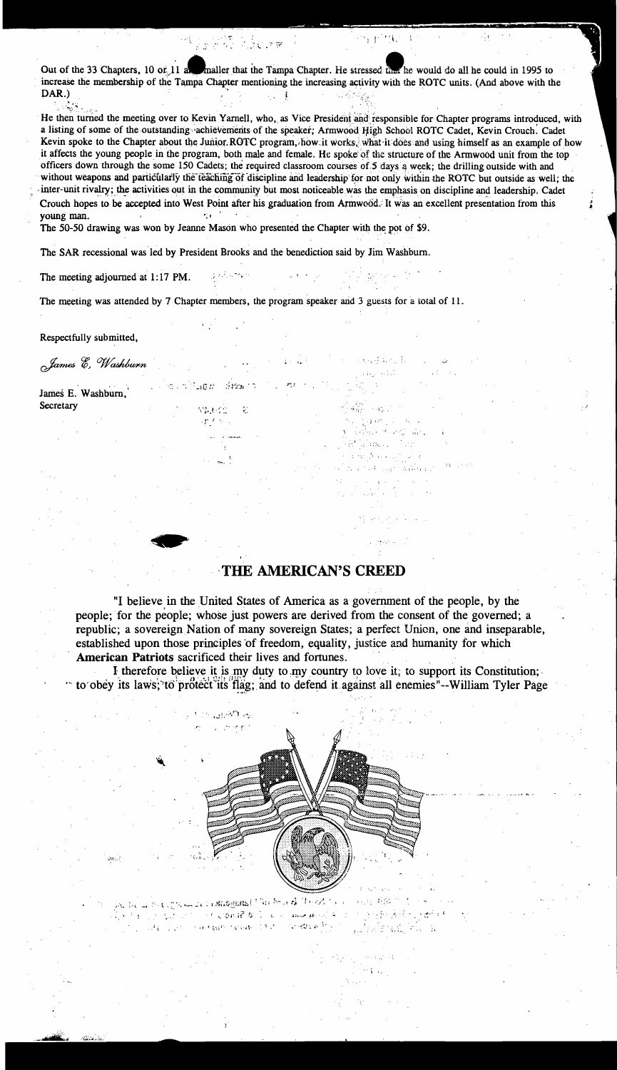Out of the 33 Chapters, 10 or 11 are smaller that the Tampa Chapter. He stressed that he would do all he could in 1995 to increase the membership of the Tampa Chapter mentioning the increasing activity with the ROTC units. (And above with the DAR.)

He then turned the meeting over to Kevin Yarnell, who, as Vice President and responsible for Chapter programs introduced, with a listing of some of the outstanding achievements of the speaker; Armwood High School ROTC Cadet, Kevin Crouch. Cadet Kevin spoke to the Chapter about the Junior ROTC program, how it works, what it does and using himself as an example of how it affects the young people in the program, both male and female. He spoke of the structure of the Armwood unit from the top officers down through the some 150 Cadets; the required classroom courses of 5 days a week; the drilling outside with and without weapons and particularly the teaching of discipline and leadership for not only within the ROTC but outside as well; the inter-unit rivalry; the activities out in the community but most noticeable was the emphasis on discipline and leadership. Cadet Crouch hopes to be accepted into West Point after his graduation from Armwood. It was an excellent presentation from this young man.

The 50-50 drawing was won by Jeanne Mason who presented the Chapter with the pot of $9.

The SAR recessional was led by President Brooks and the benediction said by Jim Washburn.

The meeting adjourned at 1:17 PM.

The meeting was attended by 7 Chapter members, the program speaker and 3 guests for a total of 11.

Respectfully submitted,

*James E. Washburn*

James E. Washburn,
Secretary

## THE AMERICAN'S CREED

"I believe in the United States of America as a government of the people, by the people; for the people; whose just powers are derived from the consent of the governed; a republic; a sovereign Nation of many sovereign States; a perfect Union, one and inseparable, established upon those principles of freedom, equality, justice and humanity for which **American Patriots** sacrificed their lives and fortunes.

I therefore believe it is my duty to my country to love it; to support its Constitution; to obey its laws; to protect its flag; and to defend it against all enemies"--William Tyler Page